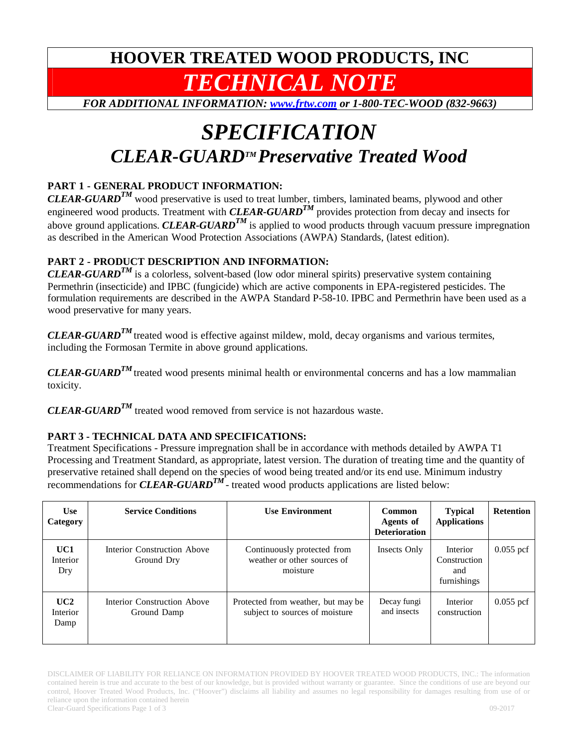# HOOVER TREATED WOOD PRODUCTS, INC

# *TECHNICAL NOTE*

***FOR ADDITIONAL INFORMATION: www.frtw.com or 1-800-TEC-WOOD (832-9663)***

# *SPECIFICATION*

## *CLEAR-GUARD™ Preservative Treated Wood*

### PART 1 - GENERAL PRODUCT INFORMATION:

***CLEAR-GUARD™*** wood preservative is used to treat lumber, timbers, laminated beams, plywood and other engineered wood products. Treatment with ***CLEAR-GUARD™*** provides protection from decay and insects for above ground applications. ***CLEAR-GUARD™*** is applied to wood products through vacuum pressure impregnation as described in the American Wood Protection Associations (AWPA) Standards, (latest edition).

### PART 2 - PRODUCT DESCRIPTION AND INFORMATION:

***CLEAR-GUARD™*** is a colorless, solvent-based (low odor mineral spirits) preservative system containing Permethrin (insecticide) and IPBC (fungicide) which are active components in EPA-registered pesticides. The formulation requirements are described in the AWPA Standard P-58-10. IPBC and Permethrin have been used as a wood preservative for many years.

***CLEAR-GUARD™*** treated wood is effective against mildew, mold, decay organisms and various termites, including the Formosan Termite in above ground applications.

***CLEAR-GUARD™*** treated wood presents minimal health or environmental concerns and has a low mammalian toxicity.

***CLEAR-GUARD™*** treated wood removed from service is not hazardous waste.

### PART 3 - TECHNICAL DATA AND SPECIFICATIONS:

Treatment Specifications - Pressure impregnation shall be in accordance with methods detailed by AWPA T1 Processing and Treatment Standard, as appropriate, latest version. The duration of treating time and the quantity of preservative retained shall depend on the species of wood being treated and/or its end use. Minimum industry recommendations for ***CLEAR-GUARD™*** - treated wood products applications are listed below:

| Use Category | Service Conditions | Use Environment | Common Agents of Deterioration | Typical Applications | Retention |
|---|---|---|---|---|---|
| **UC1** Interior Dry | Interior Construction Above Ground Dry | Continuously protected from weather or other sources of moisture | Insects Only | Interior Construction and furnishings | 0.055 pcf |
| **UC2** Interior Damp | Interior Construction Above Ground Damp | Protected from weather, but may be subject to sources of moisture | Decay fungi and insects | Interior construction | 0.055 pcf |

DISCLAIMER OF LIABILITY FOR RELIANCE ON INFORMATION PROVIDED BY HOOVER TREATED WOOD PRODUCTS, INC.: The information contained herein is true and accurate to the best of our knowledge, but is provided without warranty or guarantee. Since the conditions of use are beyond our control, Hoover Treated Wood Products, Inc. ("Hoover") disclaims all liability and assumes no legal responsibility for damages resulting from use of or reliance upon the information contained herein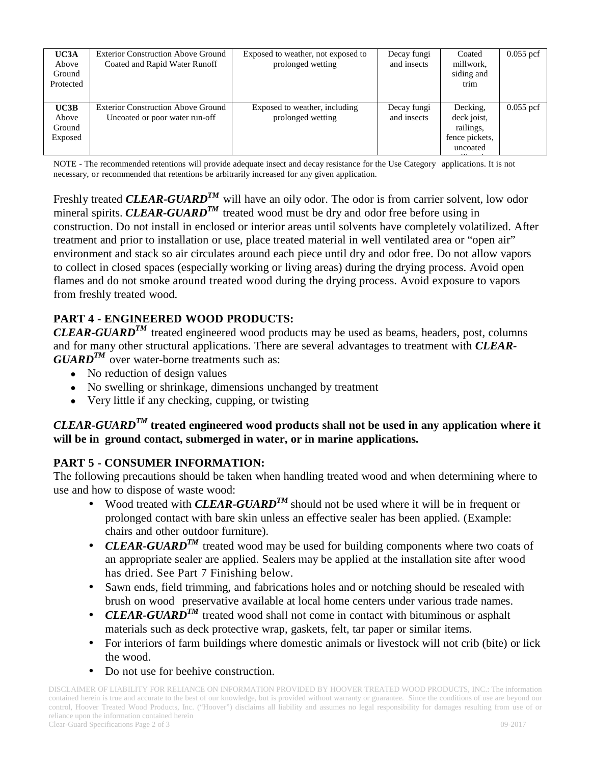| **UC3A** Above Ground Protected | Exterior Construction Above Ground Coated and Rapid Water Runoff | Exposed to weather, not exposed to prolonged wetting | Decay fungi and insects | Coated millwork, siding and trim | 0.055 pcf |
|---|---|---|---|---|---|
| **UC3B** Above Ground Exposed | Exterior Construction Above Ground Uncoated or poor water run-off | Exposed to weather, including prolonged wetting | Decay fungi and insects | Decking, deck joist, railings, fence pickets, uncoated millwork | 0.055 pcf |

NOTE - The recommended retentions will provide adequate insect and decay resistance for the Use Category applications. It is not necessary, or recommended that retentions be arbitrarily increased for any given application.

Freshly treated ***CLEAR-GUARD™*** will have an oily odor. The odor is from carrier solvent, low odor mineral spirits. ***CLEAR-GUARD™*** treated wood must be dry and odor free before using in construction. Do not install in enclosed or interior areas until solvents have completely volatilized. After treatment and prior to installation or use, place treated material in well ventilated area or "open air" environment and stack so air circulates around each piece until dry and odor free. Do not allow vapors to collect in closed spaces (especially working or living areas) during the drying process. Avoid open flames and do not smoke around treated wood during the drying process. Avoid exposure to vapors from freshly treated wood.

## PART 4 - ENGINEERED WOOD PRODUCTS:

***CLEAR-GUARD™*** treated engineered wood products may be used as beams, headers, post, columns and for many other structural applications. There are several advantages to treatment with ***CLEAR-GUARD™*** over water-borne treatments such as:

- No reduction of design values
- No swelling or shrinkage, dimensions unchanged by treatment
- Very little if any checking, cupping, or twisting

***CLEAR-GUARD™* treated engineered wood products shall not be used in any application where it will be in ground contact, submerged in water, or in marine applications.**

## PART 5 - CONSUMER INFORMATION:

The following precautions should be taken when handling treated wood and when determining where to use and how to dispose of waste wood:

- Wood treated with ***CLEAR-GUARD™*** should not be used where it will be in frequent or prolonged contact with bare skin unless an effective sealer has been applied. (Example: chairs and other outdoor furniture).
- ***CLEAR-GUARD™*** treated wood may be used for building components where two coats of an appropriate sealer are applied. Sealers may be applied at the installation site after wood has dried. See Part 7 Finishing below.
- Sawn ends, field trimming, and fabrications holes and or notching should be resealed with brush on wood preservative available at local home centers under various trade names.
- ***CLEAR-GUARD™*** treated wood shall not come in contact with bituminous or asphalt materials such as deck protective wrap, gaskets, felt, tar paper or similar items.
- For interiors of farm buildings where domestic animals or livestock will not crib (bite) or lick the wood.
- Do not use for beehive construction.

DISCLAIMER OF LIABILITY FOR RELIANCE ON INFORMATION PROVIDED BY HOOVER TREATED WOOD PRODUCTS, INC.: The information contained herein is true and accurate to the best of our knowledge, but is provided without warranty or guarantee. Since the conditions of use are beyond our control, Hoover Treated Wood Products, Inc. ("Hoover") disclaims all liability and assumes no legal responsibility for damages resulting from use of or reliance upon the information contained herein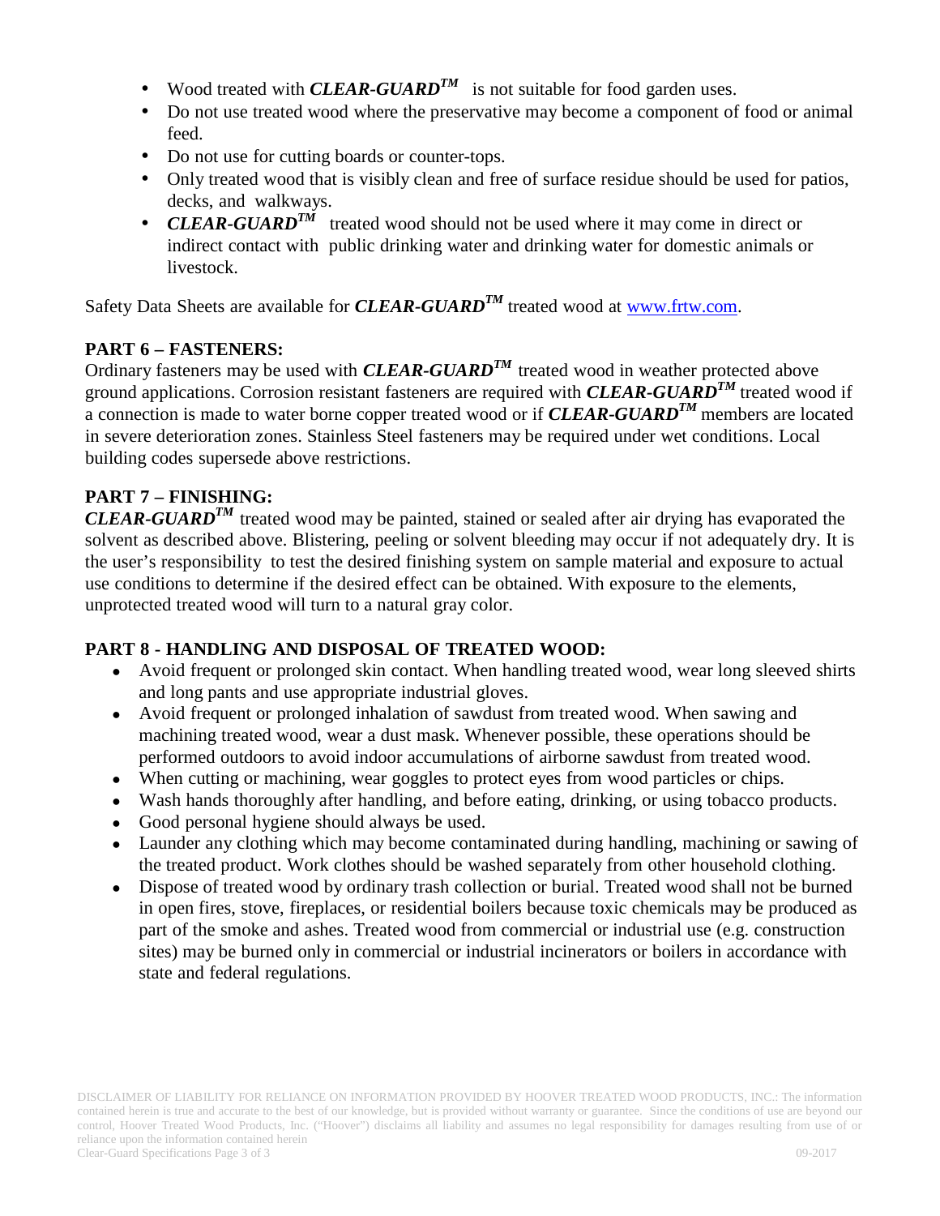- Wood treated with ***CLEAR-GUARD™*** is not suitable for food garden uses.
- Do not use treated wood where the preservative may become a component of food or animal feed.
- Do not use for cutting boards or counter-tops.
- Only treated wood that is visibly clean and free of surface residue should be used for patios, decks, and walkways.
- ***CLEAR-GUARD™*** treated wood should not be used where it may come in direct or indirect contact with public drinking water and drinking water for domestic animals or livestock.

Safety Data Sheets are available for ***CLEAR-GUARD™*** treated wood at [www.frtw.com](http://www.frtw.com).

## PART 6 – FASTENERS:

Ordinary fasteners may be used with ***CLEAR-GUARD™*** treated wood in weather protected above ground applications. Corrosion resistant fasteners are required with ***CLEAR-GUARD™*** treated wood if a connection is made to water borne copper treated wood or if ***CLEAR-GUARD™*** members are located in severe deterioration zones. Stainless Steel fasteners may be required under wet conditions. Local building codes supersede above restrictions.

## PART 7 – FINISHING:

***CLEAR-GUARD™*** treated wood may be painted, stained or sealed after air drying has evaporated the solvent as described above. Blistering, peeling or solvent bleeding may occur if not adequately dry. It is the user's responsibility to test the desired finishing system on sample material and exposure to actual use conditions to determine if the desired effect can be obtained. With exposure to the elements, unprotected treated wood will turn to a natural gray color.

## PART 8 - HANDLING AND DISPOSAL OF TREATED WOOD:

- Avoid frequent or prolonged skin contact. When handling treated wood, wear long sleeved shirts and long pants and use appropriate industrial gloves.
- Avoid frequent or prolonged inhalation of sawdust from treated wood. When sawing and machining treated wood, wear a dust mask. Whenever possible, these operations should be performed outdoors to avoid indoor accumulations of airborne sawdust from treated wood.
- When cutting or machining, wear goggles to protect eyes from wood particles or chips.
- Wash hands thoroughly after handling, and before eating, drinking, or using tobacco products.
- Good personal hygiene should always be used.
- Launder any clothing which may become contaminated during handling, machining or sawing of the treated product. Work clothes should be washed separately from other household clothing.
- Dispose of treated wood by ordinary trash collection or burial. Treated wood shall not be burned in open fires, stove, fireplaces, or residential boilers because toxic chemicals may be produced as part of the smoke and ashes. Treated wood from commercial or industrial use (e.g. construction sites) may be burned only in commercial or industrial incinerators or boilers in accordance with state and federal regulations.

DISCLAIMER OF LIABILITY FOR RELIANCE ON INFORMATION PROVIDED BY HOOVER TREATED WOOD PRODUCTS, INC.: The information contained herein is true and accurate to the best of our knowledge, but is provided without warranty or guarantee. Since the conditions of use are beyond our control, Hoover Treated Wood Products, Inc. ("Hoover") disclaims all liability and assumes no legal responsibility for damages resulting from use of or reliance upon the information contained herein